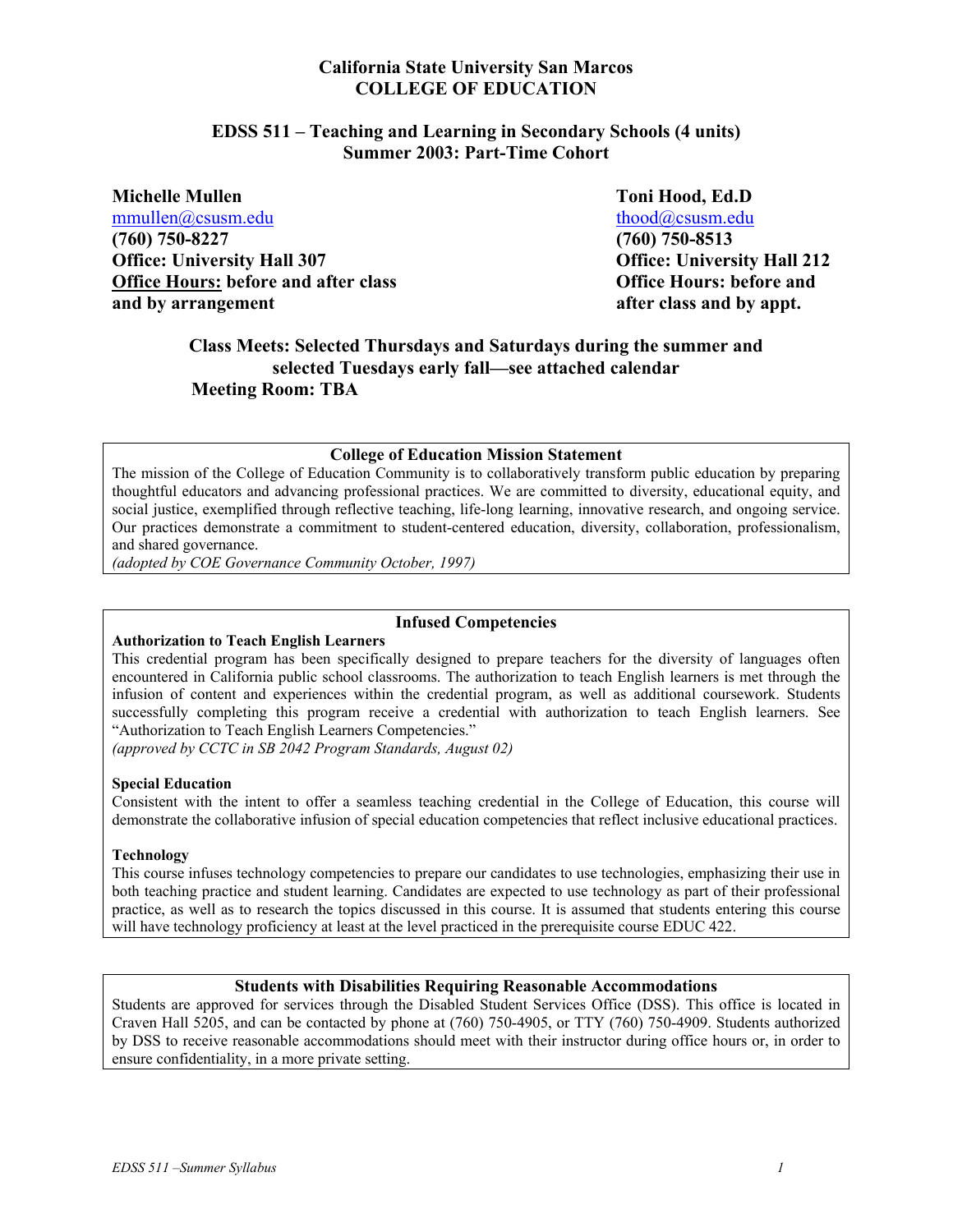# California State University San Marcos
# COLLEGE OF EDUCATION

## EDSS 511 – Teaching and Learning in Secondary Schools (4 units)
## Summer 2003: Part-Time Cohort

**Michelle Mullen**
mmullen@csusm.edu
**(760) 750-8227**
**Office: University Hall 307**
**Office Hours: before and after class and by arrangement**

**Toni Hood, Ed.D**
thood@csusm.edu
**(760) 750-8513**
**Office: University Hall 212**
**Office Hours: before and after class and by appt.**

**Class Meets: Selected Thursdays and Saturdays during the summer and selected Tuesdays early fall—see attached calendar**
**Meeting Room: TBA**

### College of Education Mission Statement

The mission of the College of Education Community is to collaboratively transform public education by preparing thoughtful educators and advancing professional practices. We are committed to diversity, educational equity, and social justice, exemplified through reflective teaching, life-long learning, innovative research, and ongoing service. Our practices demonstrate a commitment to student-centered education, diversity, collaboration, professionalism, and shared governance.
*(adopted by COE Governance Community October, 1997)*

### Infused Competencies

**Authorization to Teach English Learners**
This credential program has been specifically designed to prepare teachers for the diversity of languages often encountered in California public school classrooms. The authorization to teach English learners is met through the infusion of content and experiences within the credential program, as well as additional coursework. Students successfully completing this program receive a credential with authorization to teach English learners. See "Authorization to Teach English Learners Competencies."
*(approved by CCTC in SB 2042 Program Standards, August 02)*

**Special Education**
Consistent with the intent to offer a seamless teaching credential in the College of Education, this course will demonstrate the collaborative infusion of special education competencies that reflect inclusive educational practices.

**Technology**
This course infuses technology competencies to prepare our candidates to use technologies, emphasizing their use in both teaching practice and student learning. Candidates are expected to use technology as part of their professional practice, as well as to research the topics discussed in this course. It is assumed that students entering this course will have technology proficiency at least at the level practiced in the prerequisite course EDUC 422.

### Students with Disabilities Requiring Reasonable Accommodations

Students are approved for services through the Disabled Student Services Office (DSS). This office is located in Craven Hall 5205, and can be contacted by phone at (760) 750-4905, or TTY (760) 750-4909. Students authorized by DSS to receive reasonable accommodations should meet with their instructor during office hours or, in order to ensure confidentiality, in a more private setting.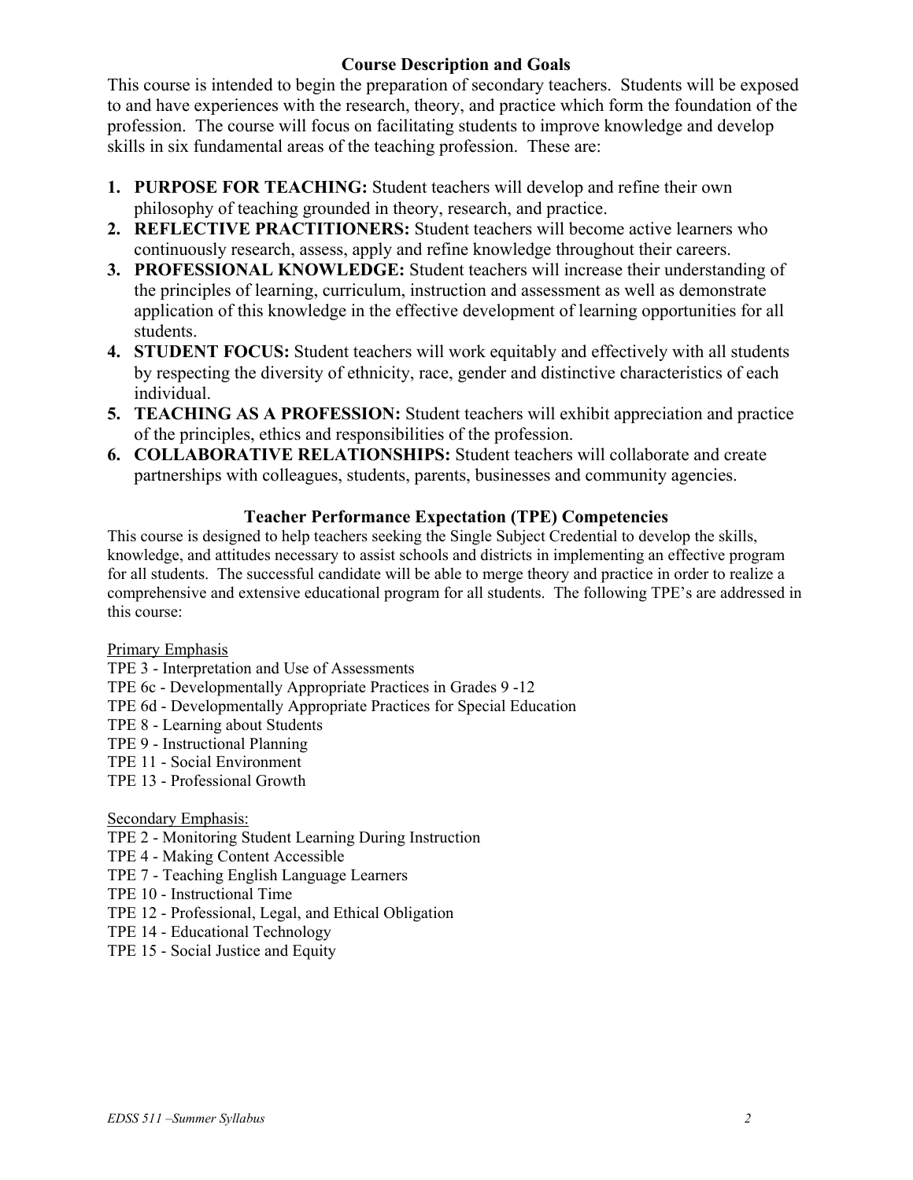## Course Description and Goals

This course is intended to begin the preparation of secondary teachers. Students will be exposed to and have experiences with the research, theory, and practice which form the foundation of the profession. The course will focus on facilitating students to improve knowledge and develop skills in six fundamental areas of the teaching profession. These are:

1. **PURPOSE FOR TEACHING:** Student teachers will develop and refine their own philosophy of teaching grounded in theory, research, and practice.
2. **REFLECTIVE PRACTITIONERS:** Student teachers will become active learners who continuously research, assess, apply and refine knowledge throughout their careers.
3. **PROFESSIONAL KNOWLEDGE:** Student teachers will increase their understanding of the principles of learning, curriculum, instruction and assessment as well as demonstrate application of this knowledge in the effective development of learning opportunities for all students.
4. **STUDENT FOCUS:** Student teachers will work equitably and effectively with all students by respecting the diversity of ethnicity, race, gender and distinctive characteristics of each individual.
5. **TEACHING AS A PROFESSION:** Student teachers will exhibit appreciation and practice of the principles, ethics and responsibilities of the profession.
6. **COLLABORATIVE RELATIONSHIPS:** Student teachers will collaborate and create partnerships with colleagues, students, parents, businesses and community agencies.

## Teacher Performance Expectation (TPE) Competencies

This course is designed to help teachers seeking the Single Subject Credential to develop the skills, knowledge, and attitudes necessary to assist schools and districts in implementing an effective program for all students. The successful candidate will be able to merge theory and practice in order to realize a comprehensive and extensive educational program for all students. The following TPE's are addressed in this course:

Primary Emphasis

TPE 3 - Interpretation and Use of Assessments
TPE 6c - Developmentally Appropriate Practices in Grades 9 -12
TPE 6d - Developmentally Appropriate Practices for Special Education
TPE 8 - Learning about Students
TPE 9 - Instructional Planning
TPE 11 - Social Environment
TPE 13 - Professional Growth

Secondary Emphasis:

TPE 2 - Monitoring Student Learning During Instruction
TPE 4 - Making Content Accessible
TPE 7 - Teaching English Language Learners
TPE 10 - Instructional Time
TPE 12 - Professional, Legal, and Ethical Obligation
TPE 14 - Educational Technology
TPE 15 - Social Justice and Equity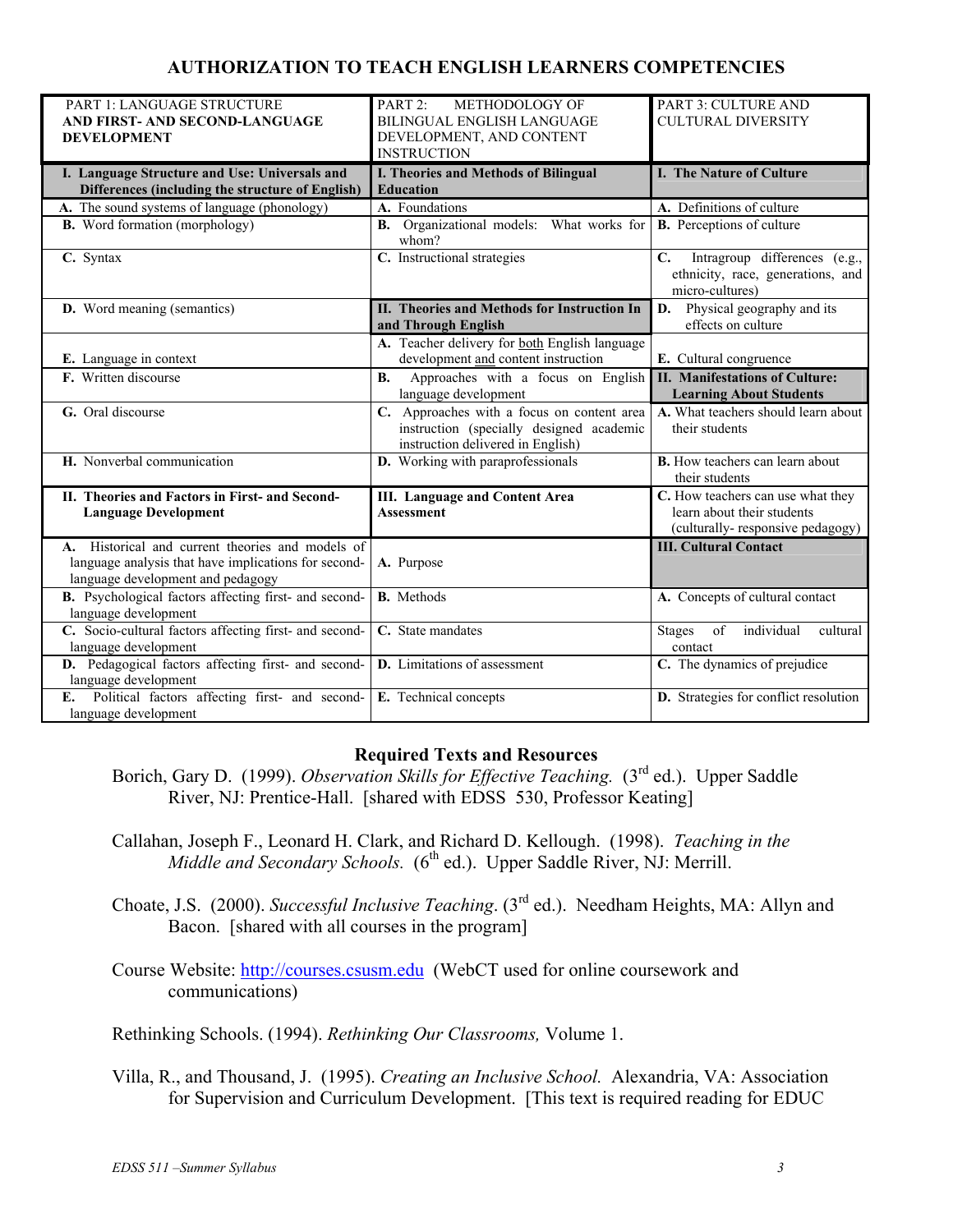## AUTHORIZATION TO TEACH ENGLISH LEARNERS COMPETENCIES

| PART 1: LANGUAGE STRUCTURE **AND FIRST- AND SECOND-LANGUAGE DEVELOPMENT** | PART 2: METHODOLOGY OF BILINGUAL ENGLISH LANGUAGE DEVELOPMENT, AND CONTENT INSTRUCTION | PART 3: CULTURE AND CULTURAL DIVERSITY |
|---|---|---|
| **I. Language Structure and Use: Universals and Differences (including the structure of English)** | **I. Theories and Methods of Bilingual Education** | **I. The Nature of Culture** |
| **A.** The sound systems of language (phonology) | **A.** Foundations | **A.** Definitions of culture |
| **B.** Word formation (morphology) | **B.** Organizational models: What works for whom? | **B.** Perceptions of culture |
| **C.** Syntax | **C.** Instructional strategies | **C.** Intragroup differences (e.g., ethnicity, race, generations, and micro-cultures) |
| **D.** Word meaning (semantics) | **II. Theories and Methods for Instruction In and Through English** | **D.** Physical geography and its effects on culture |
| **E.** Language in context | **A.** Teacher delivery for both English language development and content instruction | **E.** Cultural congruence |
| **F.** Written discourse | **B.** Approaches with a focus on English language development | **II. Manifestations of Culture: Learning About Students** |
| **G.** Oral discourse | **C.** Approaches with a focus on content area instruction (specially designed academic instruction delivered in English) | **A.** What teachers should learn about their students |
| **H.** Nonverbal communication | **D.** Working with paraprofessionals | **B.** How teachers can learn about their students |
| **II. Theories and Factors in First- and Second-Language Development** | **III. Language and Content Area Assessment** | **C.** How teachers can use what they learn about their students (culturally- responsive pedagogy) |
| **A.** Historical and current theories and models of language analysis that have implications for second-language development and pedagogy | **A.** Purpose | **III. Cultural Contact** |
| **B.** Psychological factors affecting first- and second-language development | **B.** Methods | **A.** Concepts of cultural contact |
| **C.** Socio-cultural factors affecting first- and second-language development | **C.** State mandates | Stages of individual cultural contact |
| **D.** Pedagogical factors affecting first- and second-language development | **D.** Limitations of assessment | **C.** The dynamics of prejudice |
| **E.** Political factors affecting first- and second-language development | **E.** Technical concepts | **D.** Strategies for conflict resolution |

### Required Texts and Resources

Borich, Gary D. (1999). *Observation Skills for Effective Teaching.* (3rd ed.). Upper Saddle River, NJ: Prentice-Hall. [shared with EDSS 530, Professor Keating]

Callahan, Joseph F., Leonard H. Clark, and Richard D. Kellough. (1998). *Teaching in the Middle and Secondary Schools.* (6th ed.). Upper Saddle River, NJ: Merrill.

Choate, J.S. (2000). *Successful Inclusive Teaching*. (3rd ed.). Needham Heights, MA: Allyn and Bacon. [shared with all courses in the program]

Course Website: http://courses.csusm.edu (WebCT used for online coursework and communications)

Rethinking Schools. (1994). *Rethinking Our Classrooms,* Volume 1.

Villa, R., and Thousand, J. (1995). *Creating an Inclusive School.* Alexandria, VA: Association for Supervision and Curriculum Development. [This text is required reading for EDUC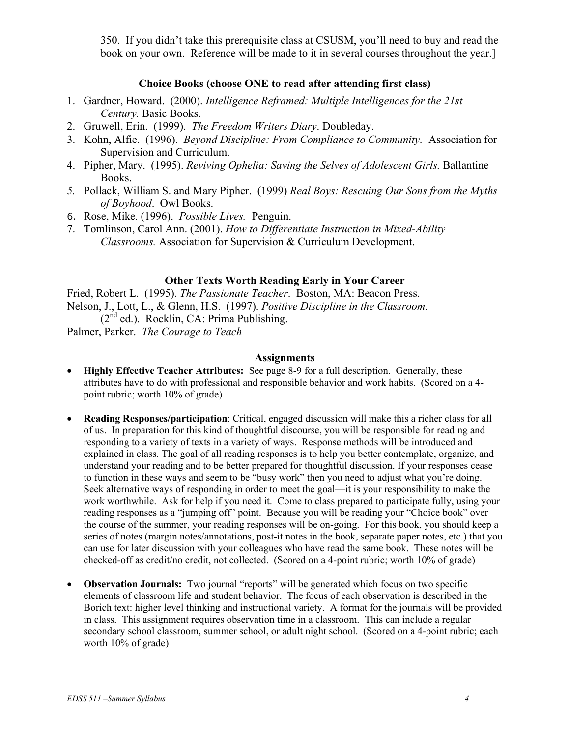350. If you didn't take this prerequisite class at CSUSM, you'll need to buy and read the book on your own. Reference will be made to it in several courses throughout the year.]

### Choice Books (choose ONE to read after attending first class)

1. Gardner, Howard. (2000). *Intelligence Reframed: Multiple Intelligences for the 21st Century.* Basic Books.
2. Gruwell, Erin. (1999). *The Freedom Writers Diary*. Doubleday.
3. Kohn, Alfie. (1996). *Beyond Discipline: From Compliance to Community*. Association for Supervision and Curriculum.
4. Pipher, Mary. (1995). *Reviving Ophelia: Saving the Selves of Adolescent Girls.* Ballantine Books.
5. Pollack, William S. and Mary Pipher. (1999) *Real Boys: Rescuing Our Sons from the Myths of Boyhood*. Owl Books.
6. Rose, Mike. (1996). *Possible Lives.* Penguin.
7. Tomlinson, Carol Ann. (2001). *How to Differentiate Instruction in Mixed-Ability Classrooms.* Association for Supervision & Curriculum Development.

### Other Texts Worth Reading Early in Your Career

Fried, Robert L. (1995). *The Passionate Teacher*. Boston, MA: Beacon Press.
Nelson, J., Lott, L., & Glenn, H.S. (1997). *Positive Discipline in the Classroom.* (2nd ed.). Rocklin, CA: Prima Publishing.
Palmer, Parker. *The Courage to Teach*

### Assignments

- **Highly Effective Teacher Attributes:** See page 8-9 for a full description. Generally, these attributes have to do with professional and responsible behavior and work habits. (Scored on a 4-point rubric; worth 10% of grade)

- **Reading Responses/participation**: Critical, engaged discussion will make this a richer class for all of us. In preparation for this kind of thoughtful discourse, you will be responsible for reading and responding to a variety of texts in a variety of ways. Response methods will be introduced and explained in class. The goal of all reading responses is to help you better contemplate, organize, and understand your reading and to be better prepared for thoughtful discussion. If your responses cease to function in these ways and seem to be "busy work" then you need to adjust what you're doing. Seek alternative ways of responding in order to meet the goal—it is your responsibility to make the work worthwhile. Ask for help if you need it. Come to class prepared to participate fully, using your reading responses as a "jumping off" point. Because you will be reading your "Choice book" over the course of the summer, your reading responses will be on-going. For this book, you should keep a series of notes (margin notes/annotations, post-it notes in the book, separate paper notes, etc.) that you can use for later discussion with your colleagues who have read the same book. These notes will be checked-off as credit/no credit, not collected. (Scored on a 4-point rubric; worth 10% of grade)

- **Observation Journals:** Two journal "reports" will be generated which focus on two specific elements of classroom life and student behavior. The focus of each observation is described in the Borich text: higher level thinking and instructional variety. A format for the journals will be provided in class. This assignment requires observation time in a classroom. This can include a regular secondary school classroom, summer school, or adult night school. (Scored on a 4-point rubric; each worth 10% of grade)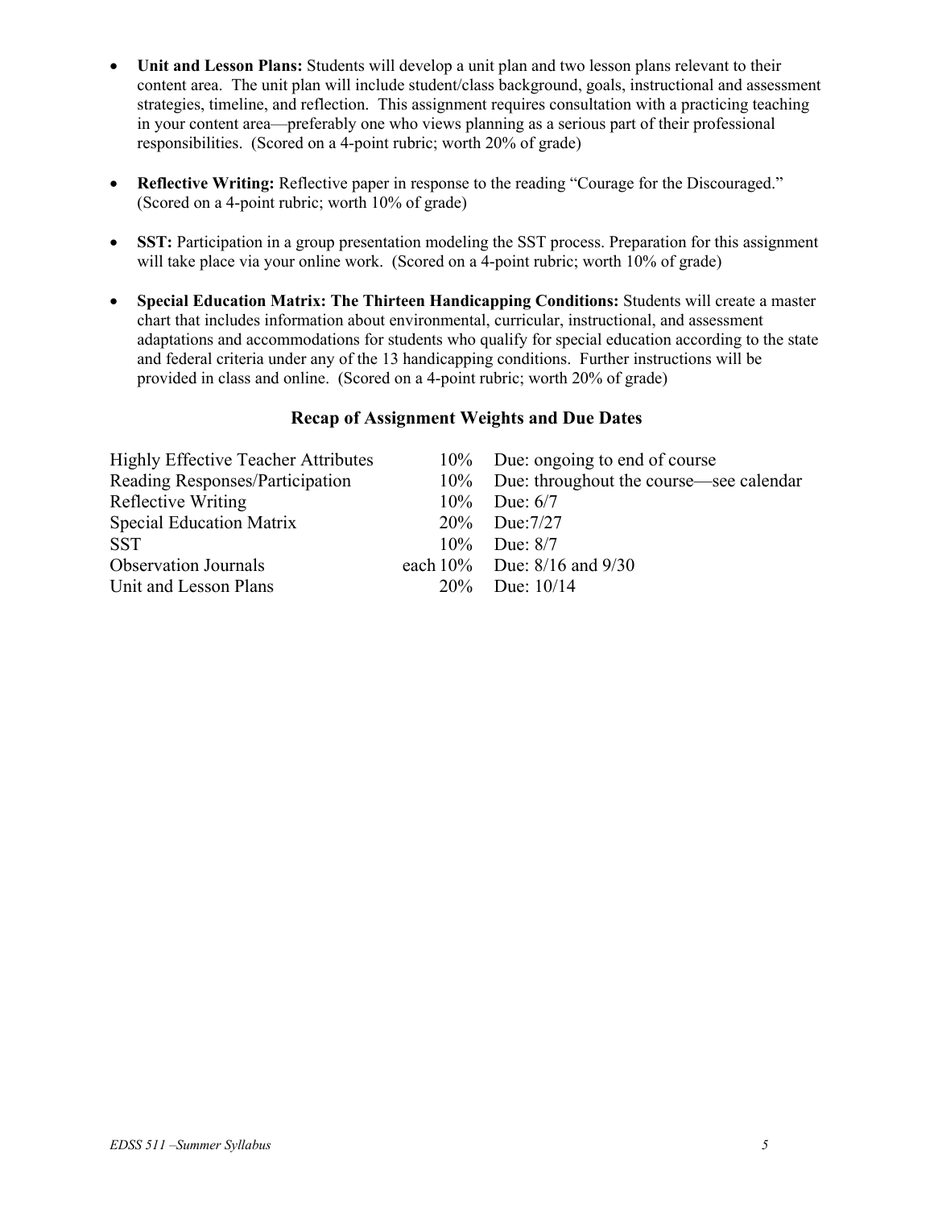- **Unit and Lesson Plans:** Students will develop a unit plan and two lesson plans relevant to their content area. The unit plan will include student/class background, goals, instructional and assessment strategies, timeline, and reflection. This assignment requires consultation with a practicing teaching in your content area—preferably one who views planning as a serious part of their professional responsibilities. (Scored on a 4-point rubric; worth 20% of grade)

- **Reflective Writing:** Reflective paper in response to the reading "Courage for the Discouraged." (Scored on a 4-point rubric; worth 10% of grade)

- **SST:** Participation in a group presentation modeling the SST process. Preparation for this assignment will take place via your online work. (Scored on a 4-point rubric; worth 10% of grade)

- **Special Education Matrix: The Thirteen Handicapping Conditions:** Students will create a master chart that includes information about environmental, curricular, instructional, and assessment adaptations and accommodations for students who qualify for special education according to the state and federal criteria under any of the 13 handicapping conditions. Further instructions will be provided in class and online. (Scored on a 4-point rubric; worth 20% of grade)

### Recap of Assignment Weights and Due Dates

| Assignment | Weight | Due |
|---|---|---|
| Highly Effective Teacher Attributes | 10% | Due: ongoing to end of course |
| Reading Responses/Participation | 10% | Due: throughout the course—see calendar |
| Reflective Writing | 10% | Due: 6/7 |
| Special Education Matrix | 20% | Due:7/27 |
| SST | 10% | Due: 8/7 |
| Observation Journals | each 10% | Due: 8/16 and 9/30 |
| Unit and Lesson Plans | 20% | Due: 10/14 |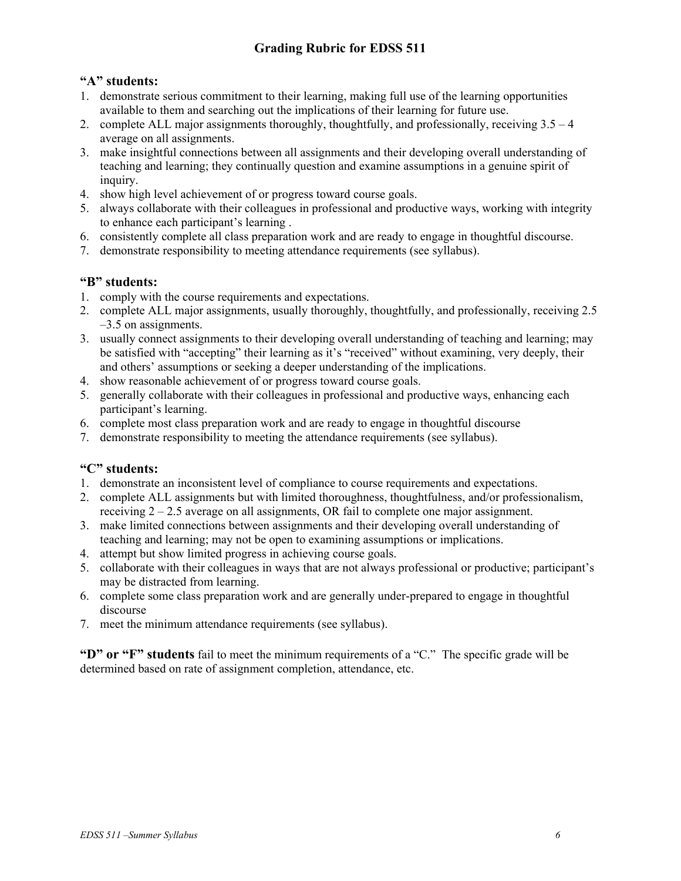# Grading Rubric for EDSS 511

## "A" students:

1. demonstrate serious commitment to their learning, making full use of the learning opportunities available to them and searching out the implications of their learning for future use.
2. complete ALL major assignments thoroughly, thoughtfully, and professionally, receiving 3.5 – 4 average on all assignments.
3. make insightful connections between all assignments and their developing overall understanding of teaching and learning; they continually question and examine assumptions in a genuine spirit of inquiry.
4. show high level achievement of or progress toward course goals.
5. always collaborate with their colleagues in professional and productive ways, working with integrity to enhance each participant's learning .
6. consistently complete all class preparation work and are ready to engage in thoughtful discourse.
7. demonstrate responsibility to meeting attendance requirements (see syllabus).

## "B" students:

1. comply with the course requirements and expectations.
2. complete ALL major assignments, usually thoroughly, thoughtfully, and professionally, receiving 2.5 –3.5 on assignments.
3. usually connect assignments to their developing overall understanding of teaching and learning; may be satisfied with "accepting" their learning as it's "received" without examining, very deeply, their and others' assumptions or seeking a deeper understanding of the implications.
4. show reasonable achievement of or progress toward course goals.
5. generally collaborate with their colleagues in professional and productive ways, enhancing each participant's learning.
6. complete most class preparation work and are ready to engage in thoughtful discourse
7. demonstrate responsibility to meeting the attendance requirements (see syllabus).

## "C" students:

1. demonstrate an inconsistent level of compliance to course requirements and expectations.
2. complete ALL assignments but with limited thoroughness, thoughtfulness, and/or professionalism, receiving 2 – 2.5 average on all assignments, OR fail to complete one major assignment.
3. make limited connections between assignments and their developing overall understanding of teaching and learning; may not be open to examining assumptions or implications.
4. attempt but show limited progress in achieving course goals.
5. collaborate with their colleagues in ways that are not always professional or productive; participant's may be distracted from learning.
6. complete some class preparation work and are generally under-prepared to engage in thoughtful discourse
7. meet the minimum attendance requirements (see syllabus).

**"D" or "F" students** fail to meet the minimum requirements of a "C." The specific grade will be determined based on rate of assignment completion, attendance, etc.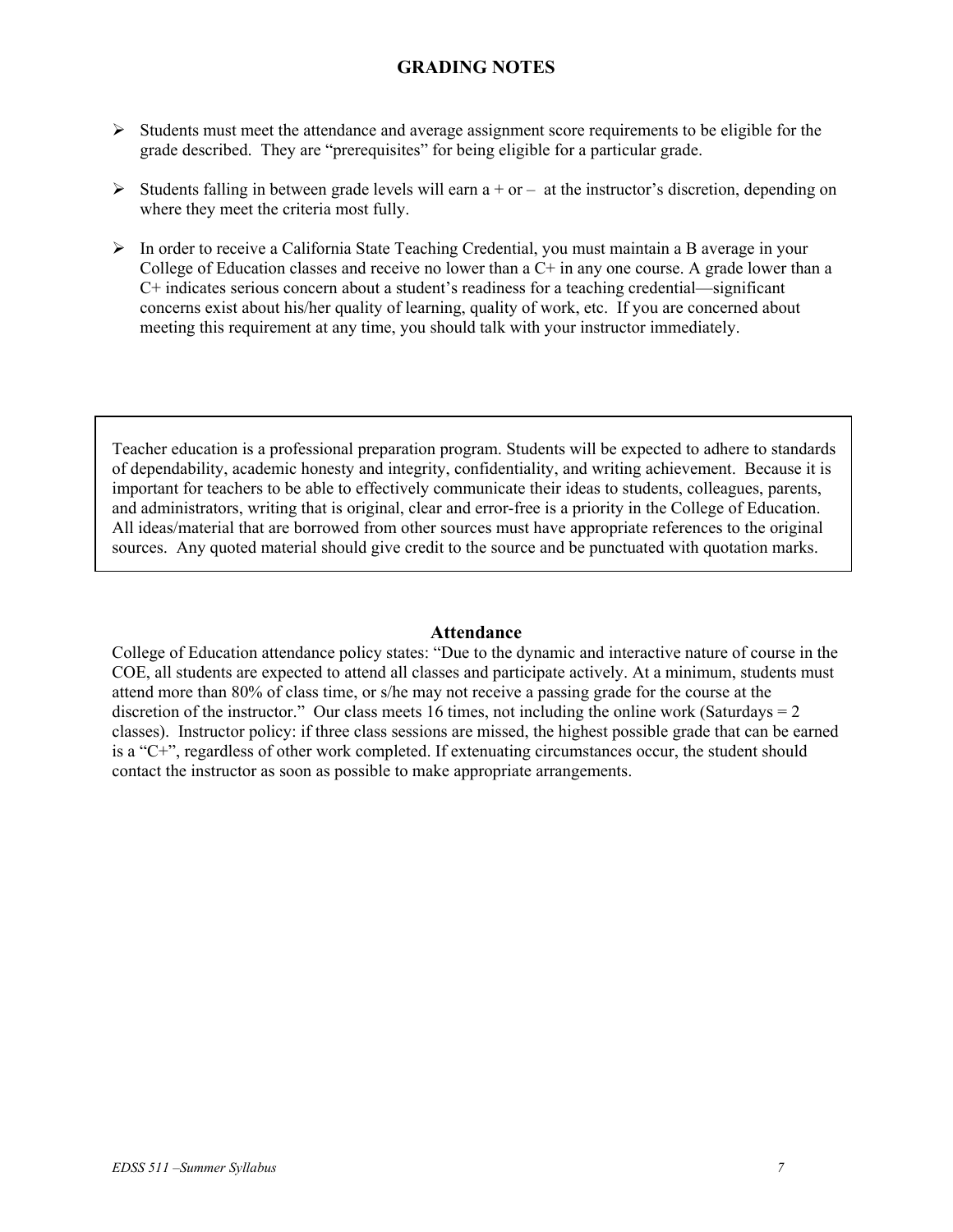## GRADING NOTES

- Students must meet the attendance and average assignment score requirements to be eligible for the grade described. They are "prerequisites" for being eligible for a particular grade.
- Students falling in between grade levels will earn a + or – at the instructor's discretion, depending on where they meet the criteria most fully.
- In order to receive a California State Teaching Credential, you must maintain a B average in your College of Education classes and receive no lower than a C+ in any one course. A grade lower than a C+ indicates serious concern about a student's readiness for a teaching credential—significant concerns exist about his/her quality of learning, quality of work, etc. If you are concerned about meeting this requirement at any time, you should talk with your instructor immediately.

Teacher education is a professional preparation program. Students will be expected to adhere to standards of dependability, academic honesty and integrity, confidentiality, and writing achievement. Because it is important for teachers to be able to effectively communicate their ideas to students, colleagues, parents, and administrators, writing that is original, clear and error-free is a priority in the College of Education. All ideas/material that are borrowed from other sources must have appropriate references to the original sources. Any quoted material should give credit to the source and be punctuated with quotation marks.

### Attendance

College of Education attendance policy states: "Due to the dynamic and interactive nature of course in the COE, all students are expected to attend all classes and participate actively. At a minimum, students must attend more than 80% of class time, or s/he may not receive a passing grade for the course at the discretion of the instructor." Our class meets 16 times, not including the online work (Saturdays = 2 classes). Instructor policy: if three class sessions are missed, the highest possible grade that can be earned is a "C+", regardless of other work completed. If extenuating circumstances occur, the student should contact the instructor as soon as possible to make appropriate arrangements.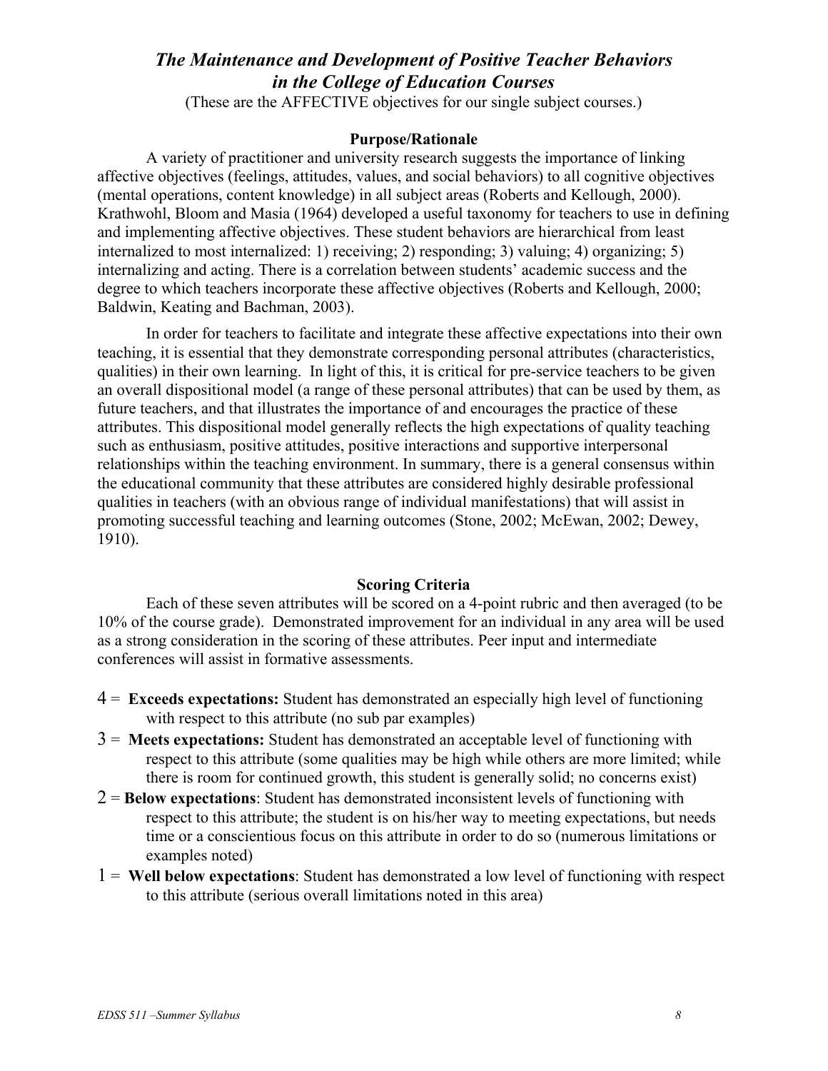## *The Maintenance and Development of Positive Teacher Behaviors in the College of Education Courses*

(These are the AFFECTIVE objectives for our single subject courses.)

### Purpose/Rationale

A variety of practitioner and university research suggests the importance of linking affective objectives (feelings, attitudes, values, and social behaviors) to all cognitive objectives (mental operations, content knowledge) in all subject areas (Roberts and Kellough, 2000). Krathwohl, Bloom and Masia (1964) developed a useful taxonomy for teachers to use in defining and implementing affective objectives. These student behaviors are hierarchical from least internalized to most internalized: 1) receiving; 2) responding; 3) valuing; 4) organizing; 5) internalizing and acting. There is a correlation between students' academic success and the degree to which teachers incorporate these affective objectives (Roberts and Kellough, 2000; Baldwin, Keating and Bachman, 2003).

In order for teachers to facilitate and integrate these affective expectations into their own teaching, it is essential that they demonstrate corresponding personal attributes (characteristics, qualities) in their own learning. In light of this, it is critical for pre-service teachers to be given an overall dispositional model (a range of these personal attributes) that can be used by them, as future teachers, and that illustrates the importance of and encourages the practice of these attributes. This dispositional model generally reflects the high expectations of quality teaching such as enthusiasm, positive attitudes, positive interactions and supportive interpersonal relationships within the teaching environment. In summary, there is a general consensus within the educational community that these attributes are considered highly desirable professional qualities in teachers (with an obvious range of individual manifestations) that will assist in promoting successful teaching and learning outcomes (Stone, 2002; McEwan, 2002; Dewey, 1910).

### Scoring Criteria

Each of these seven attributes will be scored on a 4-point rubric and then averaged (to be 10% of the course grade). Demonstrated improvement for an individual in any area will be used as a strong consideration in the scoring of these attributes. Peer input and intermediate conferences will assist in formative assessments.

4 = **Exceeds expectations:** Student has demonstrated an especially high level of functioning with respect to this attribute (no sub par examples)

3 = **Meets expectations:** Student has demonstrated an acceptable level of functioning with respect to this attribute (some qualities may be high while others are more limited; while there is room for continued growth, this student is generally solid; no concerns exist)

2 = **Below expectations**: Student has demonstrated inconsistent levels of functioning with respect to this attribute; the student is on his/her way to meeting expectations, but needs time or a conscientious focus on this attribute in order to do so (numerous limitations or examples noted)

1 = **Well below expectations**: Student has demonstrated a low level of functioning with respect to this attribute (serious overall limitations noted in this area)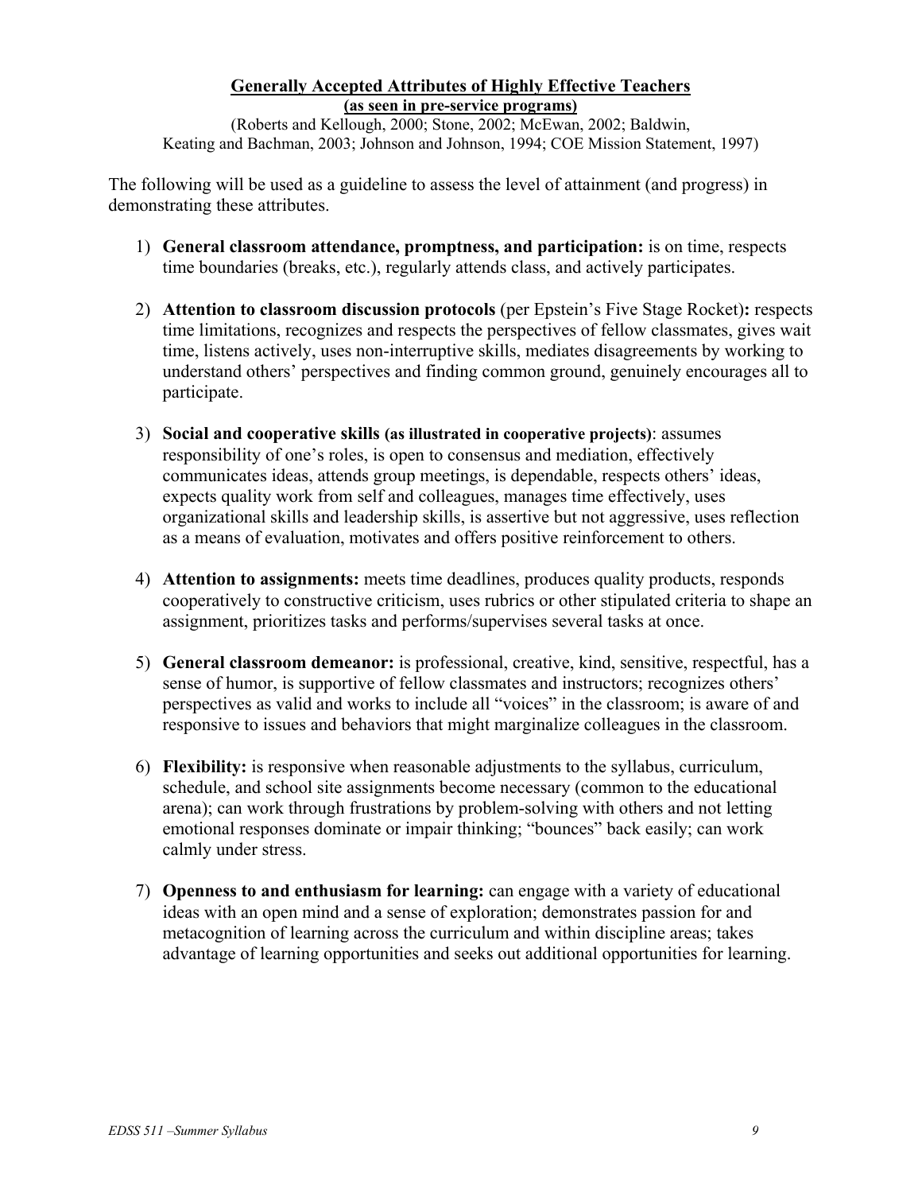## Generally Accepted Attributes of Highly Effective Teachers

**(as seen in pre-service programs)**

(Roberts and Kellough, 2000; Stone, 2002; McEwan, 2002; Baldwin, Keating and Bachman, 2003; Johnson and Johnson, 1994; COE Mission Statement, 1997)

The following will be used as a guideline to assess the level of attainment (and progress) in demonstrating these attributes.

1) **General classroom attendance, promptness, and participation:** is on time, respects time boundaries (breaks, etc.), regularly attends class, and actively participates.

2) **Attention to classroom discussion protocols** (per Epstein's Five Stage Rocket)**:** respects time limitations, recognizes and respects the perspectives of fellow classmates, gives wait time, listens actively, uses non-interruptive skills, mediates disagreements by working to understand others' perspectives and finding common ground, genuinely encourages all to participate.

3) **Social and cooperative skills (as illustrated in cooperative projects)**: assumes responsibility of one's roles, is open to consensus and mediation, effectively communicates ideas, attends group meetings, is dependable, respects others' ideas, expects quality work from self and colleagues, manages time effectively, uses organizational skills and leadership skills, is assertive but not aggressive, uses reflection as a means of evaluation, motivates and offers positive reinforcement to others.

4) **Attention to assignments:** meets time deadlines, produces quality products, responds cooperatively to constructive criticism, uses rubrics or other stipulated criteria to shape an assignment, prioritizes tasks and performs/supervises several tasks at once.

5) **General classroom demeanor:** is professional, creative, kind, sensitive, respectful, has a sense of humor, is supportive of fellow classmates and instructors; recognizes others' perspectives as valid and works to include all "voices" in the classroom; is aware of and responsive to issues and behaviors that might marginalize colleagues in the classroom.

6) **Flexibility:** is responsive when reasonable adjustments to the syllabus, curriculum, schedule, and school site assignments become necessary (common to the educational arena); can work through frustrations by problem-solving with others and not letting emotional responses dominate or impair thinking; "bounces" back easily; can work calmly under stress.

7) **Openness to and enthusiasm for learning:** can engage with a variety of educational ideas with an open mind and a sense of exploration; demonstrates passion for and metacognition of learning across the curriculum and within discipline areas; takes advantage of learning opportunities and seeks out additional opportunities for learning.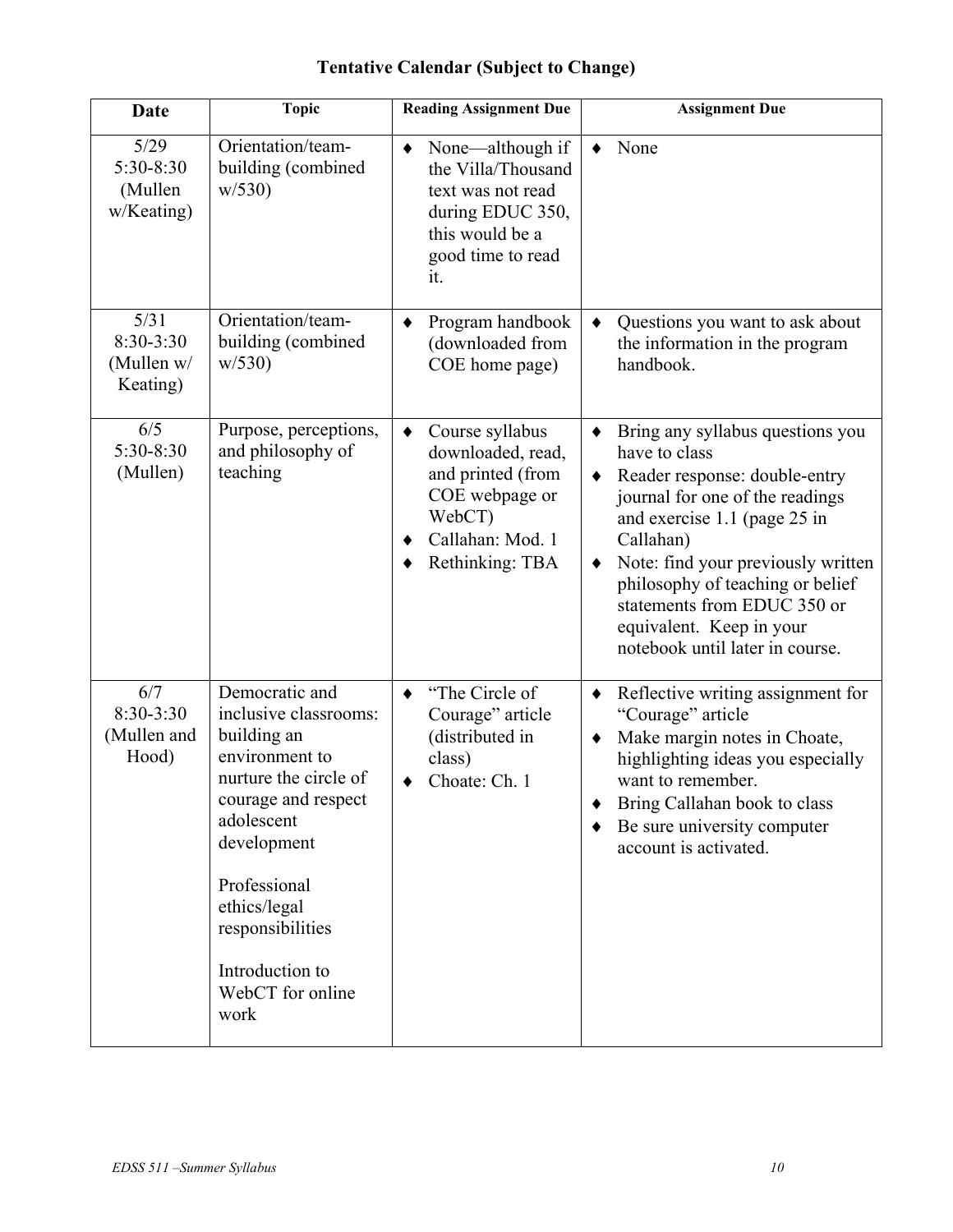### Tentative Calendar (Subject to Change)

| Date | Topic | Reading Assignment Due | Assignment Due |
|---|---|---|---|
| 5/29<br>5:30-8:30<br>(Mullen w/Keating) | Orientation/team-building (combined w/530) | ♦ None—although if the Villa/Thousand text was not read during EDUC 350, this would be a good time to read it. | ♦ None |
| 5/31<br>8:30-3:30<br>(Mullen w/ Keating) | Orientation/team-building (combined w/530) | ♦ Program handbook (downloaded from COE home page) | ♦ Questions you want to ask about the information in the program handbook. |
| 6/5<br>5:30-8:30<br>(Mullen) | Purpose, perceptions, and philosophy of teaching | ♦ Course syllabus downloaded, read, and printed (from COE webpage or WebCT)<br>♦ Callahan: Mod. 1<br>♦ Rethinking: TBA | ♦ Bring any syllabus questions you have to class<br>♦ Reader response: double-entry journal for one of the readings and exercise 1.1 (page 25 in Callahan)<br>♦ Note: find your previously written philosophy of teaching or belief statements from EDUC 350 or equivalent. Keep in your notebook until later in course. |
| 6/7<br>8:30-3:30<br>(Mullen and Hood) | Democratic and inclusive classrooms: building an environment to nurture the circle of courage and respect adolescent development<br><br>Professional ethics/legal responsibilities<br><br>Introduction to WebCT for online work | ♦ "The Circle of Courage" article (distributed in class)<br>♦ Choate: Ch. 1 | ♦ Reflective writing assignment for "Courage" article<br>♦ Make margin notes in Choate, highlighting ideas you especially want to remember.<br>♦ Bring Callahan book to class<br>♦ Be sure university computer account is activated. |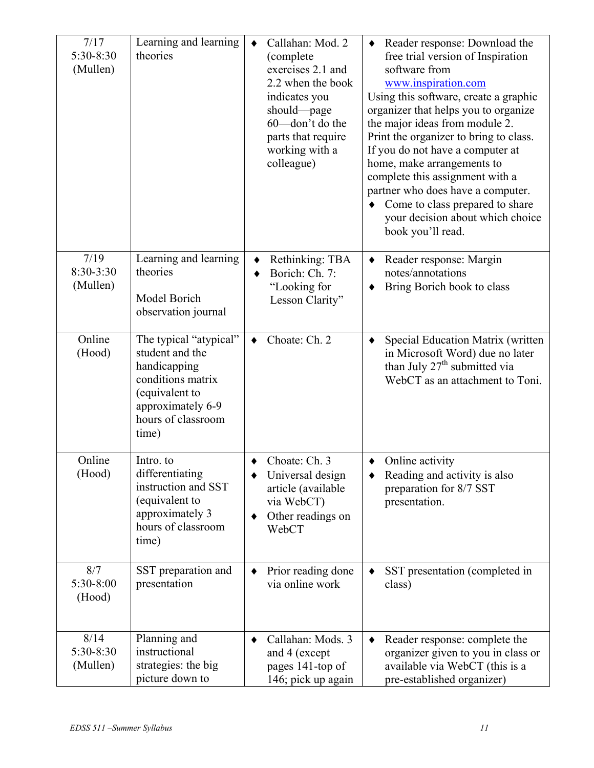| | | | |
|---|---|---|---|
| 7/17<br>5:30-8:30<br>(Mullen) | Learning and learning theories | ♦ Callahan: Mod. 2 (complete exercises 2.1 and 2.2 when the book indicates you should—page 60—don't do the parts that require working with a colleague) | ♦ Reader response: Download the free trial version of Inspiration software from www.inspiration.com<br>Using this software, create a graphic organizer that helps you to organize the major ideas from module 2. Print the organizer to bring to class. If you do not have a computer at home, make arrangements to complete this assignment with a partner who does have a computer.<br>♦ Come to class prepared to share your decision about which choice book you'll read. |
| 7/19<br>8:30-3:30<br>(Mullen) | Learning and learning theories<br><br>Model Borich observation journal | ♦ Rethinking: TBA<br>♦ Borich: Ch. 7: "Looking for Lesson Clarity" | ♦ Reader response: Margin notes/annotations<br>♦ Bring Borich book to class |
| Online<br>(Hood) | The typical "atypical" student and the handicapping conditions matrix (equivalent to approximately 6-9 hours of classroom time) | ♦ Choate: Ch. 2 | ♦ Special Education Matrix (written in Microsoft Word) due no later than July 27th submitted via WebCT as an attachment to Toni. |
| Online<br>(Hood) | Intro. to differentiating instruction and SST (equivalent to approximately 3 hours of classroom time) | ♦ Choate: Ch. 3<br>♦ Universal design article (available via WebCT)<br>♦ Other readings on WebCT | ♦ Online activity<br>♦ Reading and activity is also preparation for 8/7 SST presentation. |
| 8/7<br>5:30-8:00<br>(Hood) | SST preparation and presentation | ♦ Prior reading done via online work | ♦ SST presentation (completed in class) |
| 8/14<br>5:30-8:30<br>(Mullen) | Planning and instructional strategies: the big picture down to | ♦ Callahan: Mods. 3 and 4 (except pages 141-top of 146; pick up again | ♦ Reader response: complete the organizer given to you in class or available via WebCT (this is a pre-established organizer) |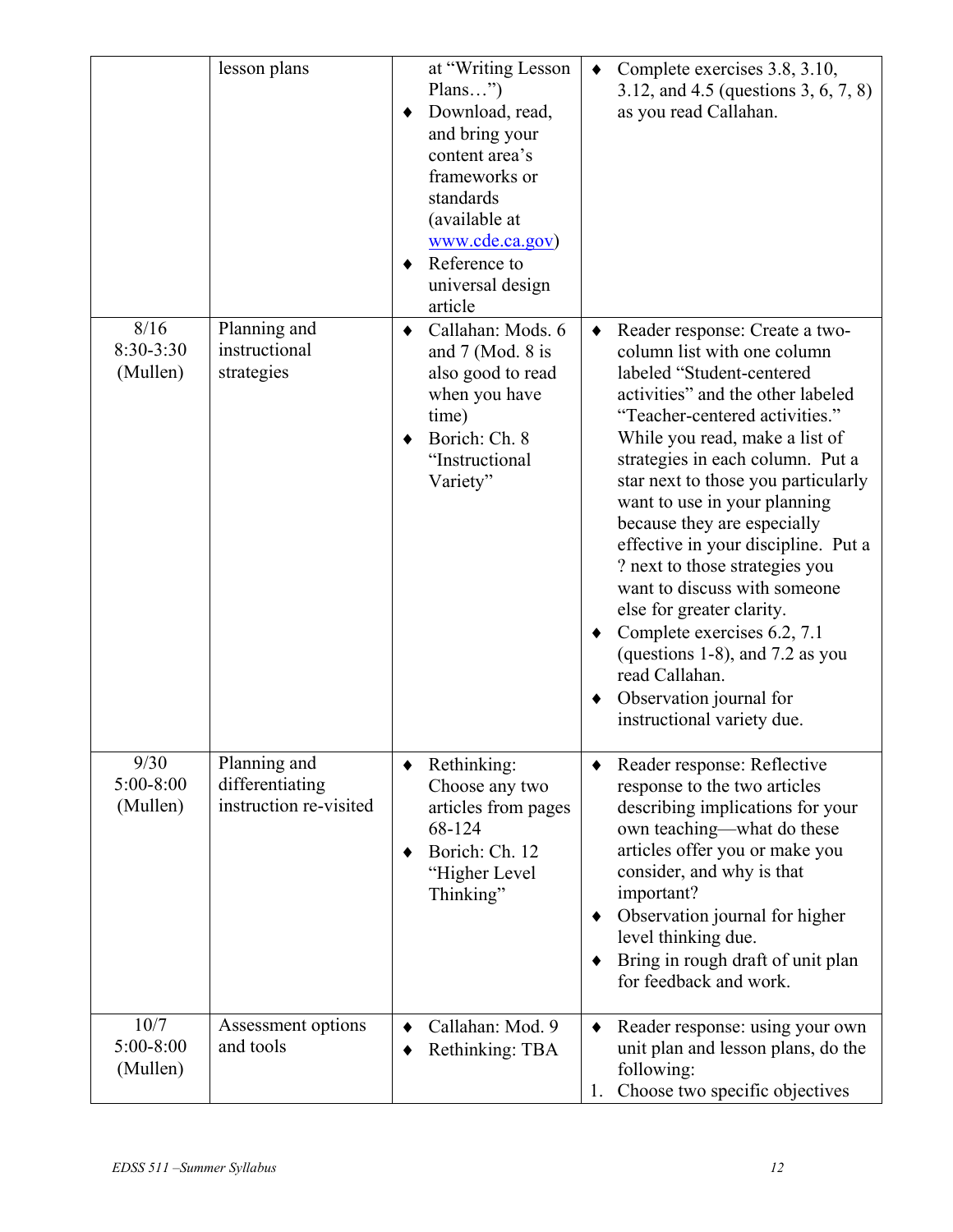|  |  |  |  |
|---|---|---|---|
|  | lesson plans | at "Writing Lesson Plans…")<br>♦ Download, read, and bring your content area's frameworks or standards (available at www.cde.ca.gov)<br>♦ Reference to universal design article | ♦ Complete exercises 3.8, 3.10, 3.12, and 4.5 (questions 3, 6, 7, 8) as you read Callahan. |
| 8/16<br>8:30-3:30<br>(Mullen) | Planning and instructional strategies | ♦ Callahan: Mods. 6 and 7 (Mod. 8 is also good to read when you have time)<br>♦ Borich: Ch. 8 "Instructional Variety" | ♦ Reader response: Create a two-column list with one column labeled "Student-centered activities" and the other labeled "Teacher-centered activities." While you read, make a list of strategies in each column. Put a star next to those you particularly want to use in your planning because they are especially effective in your discipline. Put a ? next to those strategies you want to discuss with someone else for greater clarity.<br>♦ Complete exercises 6.2, 7.1 (questions 1-8), and 7.2 as you read Callahan.<br>♦ Observation journal for instructional variety due. |
| 9/30<br>5:00-8:00<br>(Mullen) | Planning and differentiating instruction re-visited | ♦ Rethinking: Choose any two articles from pages 68-124<br>♦ Borich: Ch. 12 "Higher Level Thinking" | ♦ Reader response: Reflective response to the two articles describing implications for your own teaching—what do these articles offer you or make you consider, and why is that important?<br>♦ Observation journal for higher level thinking due.<br>♦ Bring in rough draft of unit plan for feedback and work. |
| 10/7<br>5:00-8:00<br>(Mullen) | Assessment options and tools | ♦ Callahan: Mod. 9<br>♦ Rethinking: TBA | ♦ Reader response: using your own unit plan and lesson plans, do the following:<br>1. Choose two specific objectives |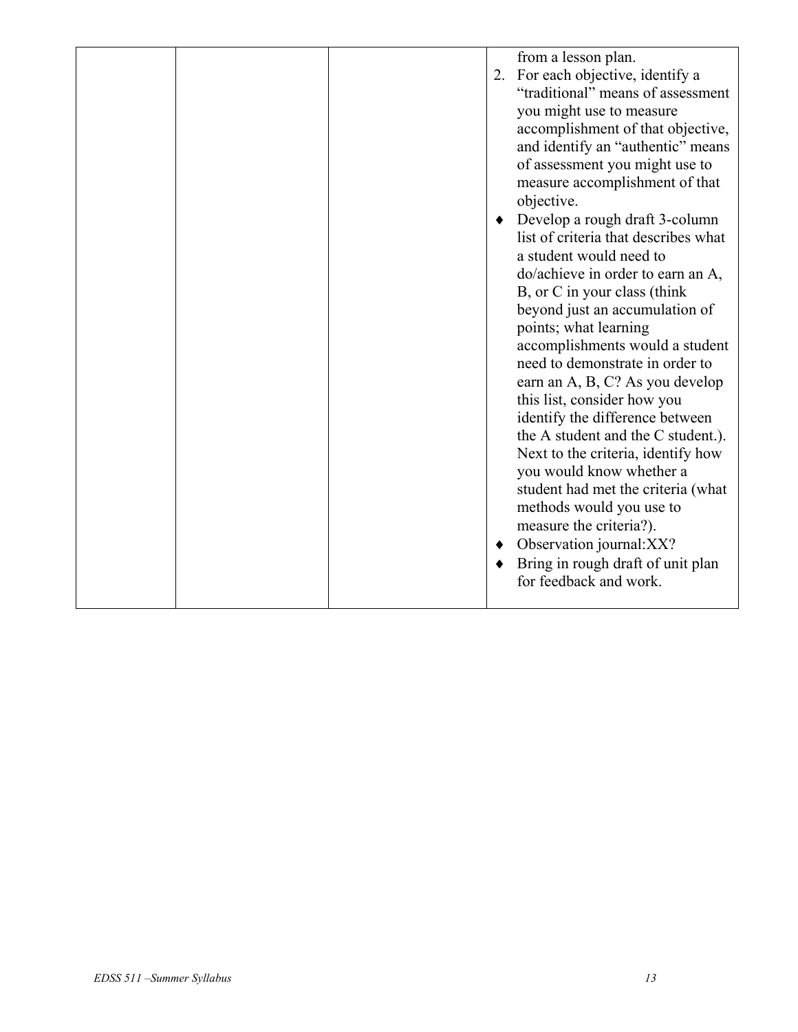|  |  |  | from a lesson plan.<br>2. For each objective, identify a "traditional" means of assessment you might use to measure accomplishment of that objective, and identify an "authentic" means of assessment you might use to measure accomplishment of that objective.<br>♦ Develop a rough draft 3-column list of criteria that describes what a student would need to do/achieve in order to earn an A, B, or C in your class (think beyond just an accumulation of points; what learning accomplishments would a student need to demonstrate in order to earn an A, B, C? As you develop this list, consider how you identify the difference between the A student and the C student.). Next to the criteria, identify how you would know whether a student had met the criteria (what methods would you use to measure the criteria?).<br>♦ Observation journal:XX?<br>♦ Bring in rough draft of unit plan for feedback and work. |
|---|---|---|---|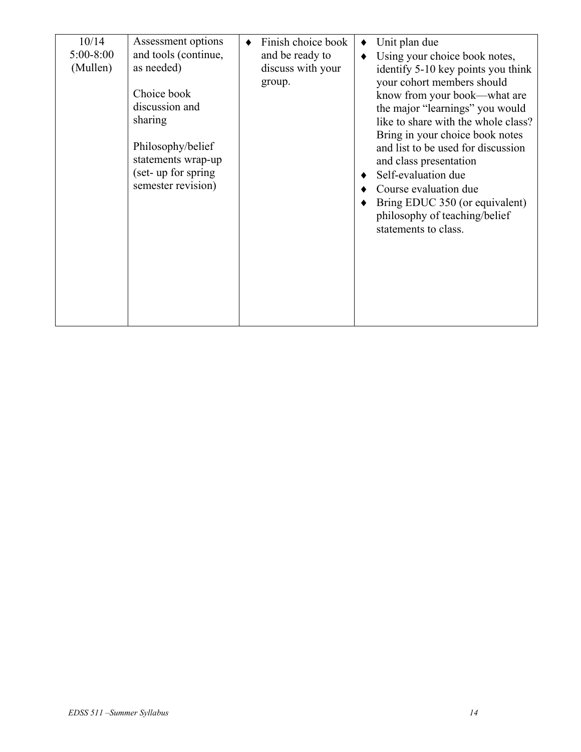| | | | |
|---|---|---|---|
| 10/14<br>5:00-8:00<br>(Mullen) | Assessment options and tools (continue, as needed)<br><br>Choice book discussion and sharing<br><br>Philosophy/belief statements wrap-up (set- up for spring semester revision) | ♦ Finish choice book and be ready to discuss with your group. | ♦ Unit plan due<br>♦ Using your choice book notes, identify 5-10 key points you think your cohort members should know from your book—what are the major “learnings” you would like to share with the whole class? Bring in your choice book notes and list to be used for discussion and class presentation<br>♦ Self-evaluation due<br>♦ Course evaluation due<br>♦ Bring EDUC 350 (or equivalent) philosophy of teaching/belief statements to class. |